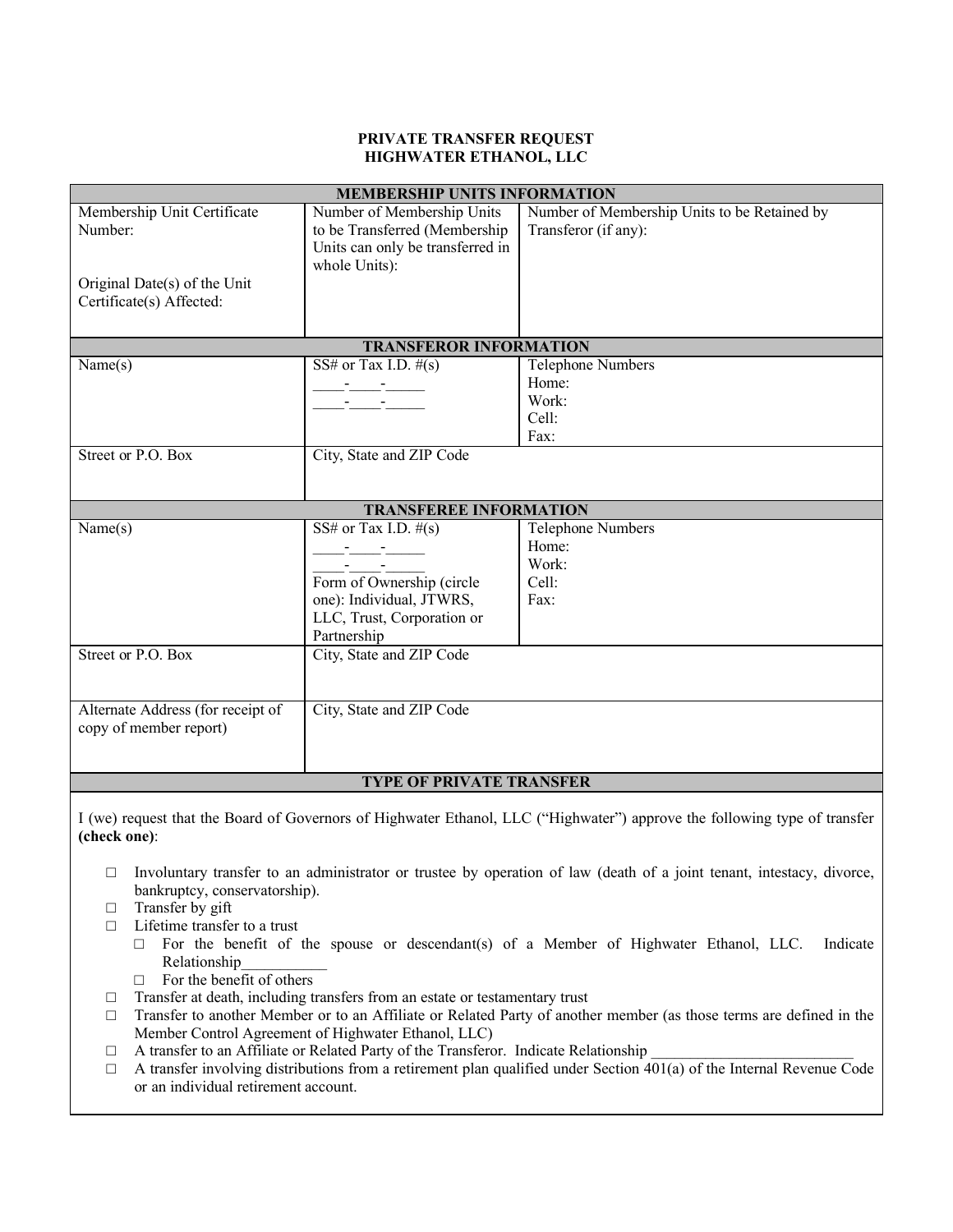# PRIVATE TRANSFER REQUEST
# HIGHWATER ETHANOL, LLC

| MEMBERSHIP UNITS INFORMATION | | |
|---|---|---|
| Membership Unit Certificate Number:<br><br>Original Date(s) of the Unit Certificate(s) Affected: | Number of Membership Units to be Transferred (Membership Units can only be transferred in whole Units): | Number of Membership Units to be Retained by Transferor (if any): |
| **TRANSFEROR INFORMATION** | | |
| Name(s) | SS# or Tax I.D. #(s)<br>____-____-_____<br>____-____-_____ | Telephone Numbers<br>Home:<br>Work:<br>Cell:<br>Fax: |
| Street or P.O. Box | City, State and ZIP Code | |
| **TRANSFEREE INFORMATION** | | |
| Name(s) | SS# or Tax I.D. #(s)<br>____-____-_____<br>____-____-_____<br>Form of Ownership (circle one): Individual, JTWRS, LLC, Trust, Corporation or Partnership | Telephone Numbers<br>Home:<br>Work:<br>Cell:<br>Fax: |
| Street or P.O. Box | City, State and ZIP Code | |
| Alternate Address (for receipt of copy of member report) | City, State and ZIP Code | |

**TYPE OF PRIVATE TRANSFER**

I (we) request that the Board of Governors of Highwater Ethanol, LLC ("Highwater") approve the following type of transfer **(check one)**:

- □ Involuntary transfer to an administrator or trustee by operation of law (death of a joint tenant, intestacy, divorce, bankruptcy, conservatorship).
- □ Transfer by gift
- □ Lifetime transfer to a trust
  - □ For the benefit of the spouse or descendant(s) of a Member of Highwater Ethanol, LLC. Indicate Relationship___________
  - □ For the benefit of others
- □ Transfer at death, including transfers from an estate or testamentary trust
- □ Transfer to another Member or to an Affiliate or Related Party of another member (as those terms are defined in the Member Control Agreement of Highwater Ethanol, LLC)
- □ A transfer to an Affiliate or Related Party of the Transferor. Indicate Relationship __________________________
- □ A transfer involving distributions from a retirement plan qualified under Section 401(a) of the Internal Revenue Code or an individual retirement account.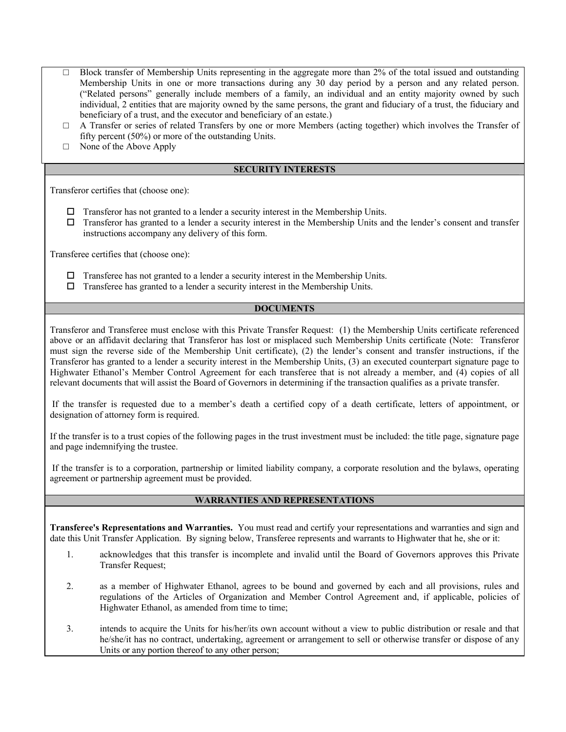- ☐ Block transfer of Membership Units representing in the aggregate more than 2% of the total issued and outstanding Membership Units in one or more transactions during any 30 day period by a person and any related person. ("Related persons" generally include members of a family, an individual and an entity majority owned by such individual, 2 entities that are majority owned by the same persons, the grant and fiduciary of a trust, the fiduciary and beneficiary of a trust, and the executor and beneficiary of an estate.)
- ☐ A Transfer or series of related Transfers by one or more Members (acting together) which involves the Transfer of fifty percent (50%) or more of the outstanding Units.
- ☐ None of the Above Apply

## SECURITY INTERESTS

Transferor certifies that (choose one):

- ☐ Transferor has not granted to a lender a security interest in the Membership Units.
- ☐ Transferor has granted to a lender a security interest in the Membership Units and the lender's consent and transfer instructions accompany any delivery of this form.

Transferee certifies that (choose one):

- ☐ Transferee has not granted to a lender a security interest in the Membership Units.
- ☐ Transferee has granted to a lender a security interest in the Membership Units.

## DOCUMENTS

Transferor and Transferee must enclose with this Private Transfer Request: (1) the Membership Units certificate referenced above or an affidavit declaring that Transferor has lost or misplaced such Membership Units certificate (Note: Transferor must sign the reverse side of the Membership Unit certificate), (2) the lender's consent and transfer instructions, if the Transferor has granted to a lender a security interest in the Membership Units, (3) an executed counterpart signature page to Highwater Ethanol's Member Control Agreement for each transferee that is not already a member, and (4) copies of all relevant documents that will assist the Board of Governors in determining if the transaction qualifies as a private transfer.

If the transfer is requested due to a member's death a certified copy of a death certificate, letters of appointment, or designation of attorney form is required.

If the transfer is to a trust copies of the following pages in the trust investment must be included: the title page, signature page and page indemnifying the trustee.

If the transfer is to a corporation, partnership or limited liability company, a corporate resolution and the bylaws, operating agreement or partnership agreement must be provided.

## WARRANTIES AND REPRESENTATIONS

**Transferee's Representations and Warranties.** You must read and certify your representations and warranties and sign and date this Unit Transfer Application. By signing below, Transferee represents and warrants to Highwater that he, she or it:

1. acknowledges that this transfer is incomplete and invalid until the Board of Governors approves this Private Transfer Request;

2. as a member of Highwater Ethanol, agrees to be bound and governed by each and all provisions, rules and regulations of the Articles of Organization and Member Control Agreement and, if applicable, policies of Highwater Ethanol, as amended from time to time;

3. intends to acquire the Units for his/her/its own account without a view to public distribution or resale and that he/she/it has no contract, undertaking, agreement or arrangement to sell or otherwise transfer or dispose of any Units or any portion thereof to any other person;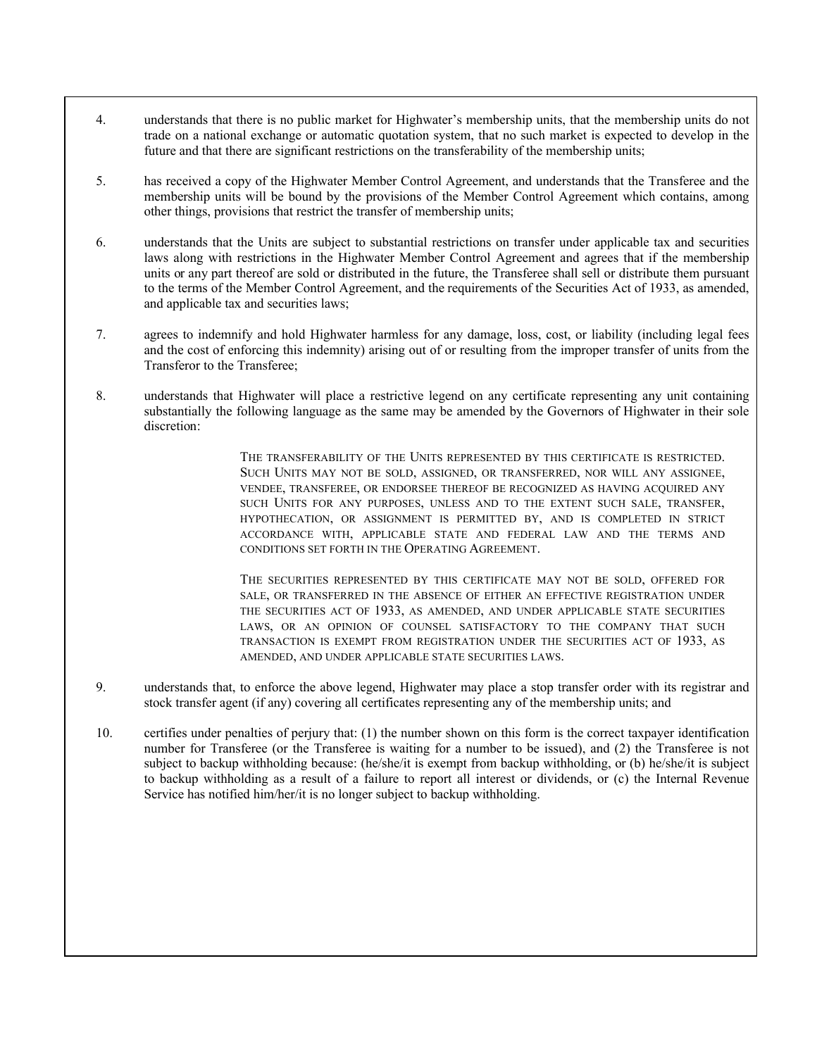4. understands that there is no public market for Highwater's membership units, that the membership units do not trade on a national exchange or automatic quotation system, that no such market is expected to develop in the future and that there are significant restrictions on the transferability of the membership units;

5. has received a copy of the Highwater Member Control Agreement, and understands that the Transferee and the membership units will be bound by the provisions of the Member Control Agreement which contains, among other things, provisions that restrict the transfer of membership units;

6. understands that the Units are subject to substantial restrictions on transfer under applicable tax and securities laws along with restrictions in the Highwater Member Control Agreement and agrees that if the membership units or any part thereof are sold or distributed in the future, the Transferee shall sell or distribute them pursuant to the terms of the Member Control Agreement, and the requirements of the Securities Act of 1933, as amended, and applicable tax and securities laws;

7. agrees to indemnify and hold Highwater harmless for any damage, loss, cost, or liability (including legal fees and the cost of enforcing this indemnity) arising out of or resulting from the improper transfer of units from the Transferor to the Transferee;

8. understands that Highwater will place a restrictive legend on any certificate representing any unit containing substantially the following language as the same may be amended by the Governors of Highwater in their sole discretion:

   > THE TRANSFERABILITY OF THE UNITS REPRESENTED BY THIS CERTIFICATE IS RESTRICTED. SUCH UNITS MAY NOT BE SOLD, ASSIGNED, OR TRANSFERRED, NOR WILL ANY ASSIGNEE, VENDEE, TRANSFEREE, OR ENDORSEE THEREOF BE RECOGNIZED AS HAVING ACQUIRED ANY SUCH UNITS FOR ANY PURPOSES, UNLESS AND TO THE EXTENT SUCH SALE, TRANSFER, HYPOTHECATION, OR ASSIGNMENT IS PERMITTED BY, AND IS COMPLETED IN STRICT ACCORDANCE WITH, APPLICABLE STATE AND FEDERAL LAW AND THE TERMS AND CONDITIONS SET FORTH IN THE OPERATING AGREEMENT.
   >
   > THE SECURITIES REPRESENTED BY THIS CERTIFICATE MAY NOT BE SOLD, OFFERED FOR SALE, OR TRANSFERRED IN THE ABSENCE OF EITHER AN EFFECTIVE REGISTRATION UNDER THE SECURITIES ACT OF 1933, AS AMENDED, AND UNDER APPLICABLE STATE SECURITIES LAWS, OR AN OPINION OF COUNSEL SATISFACTORY TO THE COMPANY THAT SUCH TRANSACTION IS EXEMPT FROM REGISTRATION UNDER THE SECURITIES ACT OF 1933, AS AMENDED, AND UNDER APPLICABLE STATE SECURITIES LAWS.

9. understands that, to enforce the above legend, Highwater may place a stop transfer order with its registrar and stock transfer agent (if any) covering all certificates representing any of the membership units; and

10. certifies under penalties of perjury that: (1) the number shown on this form is the correct taxpayer identification number for Transferee (or the Transferee is waiting for a number to be issued), and (2) the Transferee is not subject to backup withholding because: (he/she/it is exempt from backup withholding, or (b) he/she/it is subject to backup withholding as a result of a failure to report all interest or dividends, or (c) the Internal Revenue Service has notified him/her/it is no longer subject to backup withholding.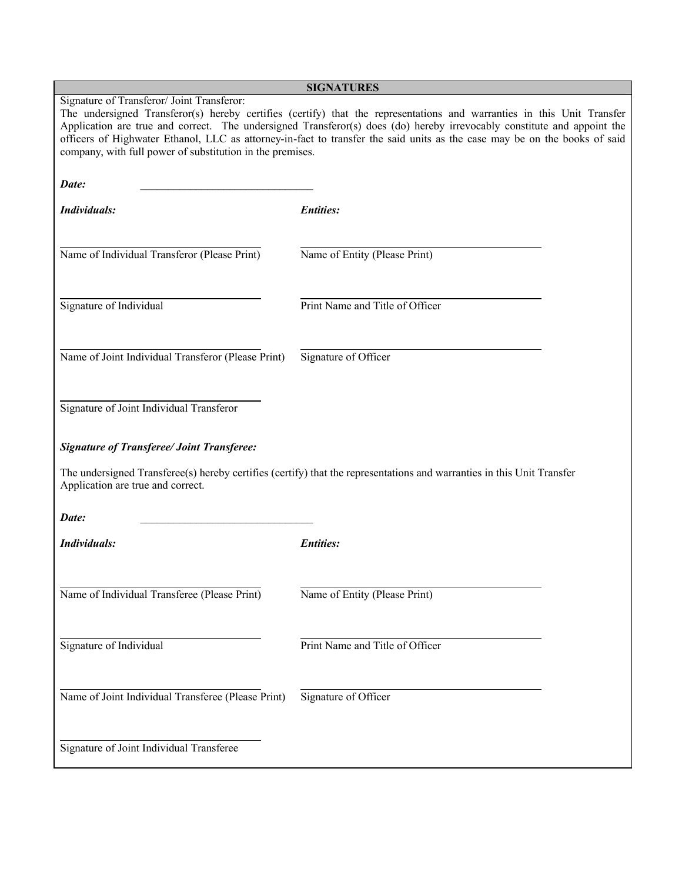## SIGNATURES

Signature of Transferor/ Joint Transferor:

The undersigned Transferor(s) hereby certifies (certify) that the representations and warranties in this Unit Transfer Application are true and correct. The undersigned Transferor(s) does (do) hereby irrevocably constitute and appoint the officers of Highwater Ethanol, LLC as attorney-in-fact to transfer the said units as the case may be on the books of said company, with full power of substitution in the premises.

***Date:*** \_\_\_\_\_\_\_\_\_\_\_\_\_\_\_\_\_\_\_\_\_\_\_\_\_\_\_\_\_\_

| ***Individuals:*** | ***Entities:*** |
|---|---|
| \_\_\_\_\_\_\_\_\_\_\_\_\_\_\_\_\_\_\_\_\_\_\_\_\_\_\_\_\_\_<br>Name of Individual Transferor (Please Print) | \_\_\_\_\_\_\_\_\_\_\_\_\_\_\_\_\_\_\_\_\_\_\_\_\_\_\_\_\_\_<br>Name of Entity (Please Print) |
| \_\_\_\_\_\_\_\_\_\_\_\_\_\_\_\_\_\_\_\_\_\_\_\_\_\_\_\_\_\_<br>Signature of Individual | \_\_\_\_\_\_\_\_\_\_\_\_\_\_\_\_\_\_\_\_\_\_\_\_\_\_\_\_\_\_<br>Print Name and Title of Officer |
| \_\_\_\_\_\_\_\_\_\_\_\_\_\_\_\_\_\_\_\_\_\_\_\_\_\_\_\_\_\_<br>Name of Joint Individual Transferor (Please Print) | \_\_\_\_\_\_\_\_\_\_\_\_\_\_\_\_\_\_\_\_\_\_\_\_\_\_\_\_\_\_<br>Signature of Officer |
| \_\_\_\_\_\_\_\_\_\_\_\_\_\_\_\_\_\_\_\_\_\_\_\_\_\_\_\_\_\_<br>Signature of Joint Individual Transferor | |

***Signature of Transferee/ Joint Transferee:***

The undersigned Transferee(s) hereby certifies (certify) that the representations and warranties in this Unit Transfer Application are true and correct.

***Date:*** \_\_\_\_\_\_\_\_\_\_\_\_\_\_\_\_\_\_\_\_\_\_\_\_\_\_\_\_\_\_

| ***Individuals:*** | ***Entities:*** |
|---|---|
| \_\_\_\_\_\_\_\_\_\_\_\_\_\_\_\_\_\_\_\_\_\_\_\_\_\_\_\_\_\_<br>Name of Individual Transferee (Please Print) | \_\_\_\_\_\_\_\_\_\_\_\_\_\_\_\_\_\_\_\_\_\_\_\_\_\_\_\_\_\_<br>Name of Entity (Please Print) |
| \_\_\_\_\_\_\_\_\_\_\_\_\_\_\_\_\_\_\_\_\_\_\_\_\_\_\_\_\_\_<br>Signature of Individual | \_\_\_\_\_\_\_\_\_\_\_\_\_\_\_\_\_\_\_\_\_\_\_\_\_\_\_\_\_\_<br>Print Name and Title of Officer |
| \_\_\_\_\_\_\_\_\_\_\_\_\_\_\_\_\_\_\_\_\_\_\_\_\_\_\_\_\_\_<br>Name of Joint Individual Transferee (Please Print) | \_\_\_\_\_\_\_\_\_\_\_\_\_\_\_\_\_\_\_\_\_\_\_\_\_\_\_\_\_\_<br>Signature of Officer |
| \_\_\_\_\_\_\_\_\_\_\_\_\_\_\_\_\_\_\_\_\_\_\_\_\_\_\_\_\_\_<br>Signature of Joint Individual Transferee | |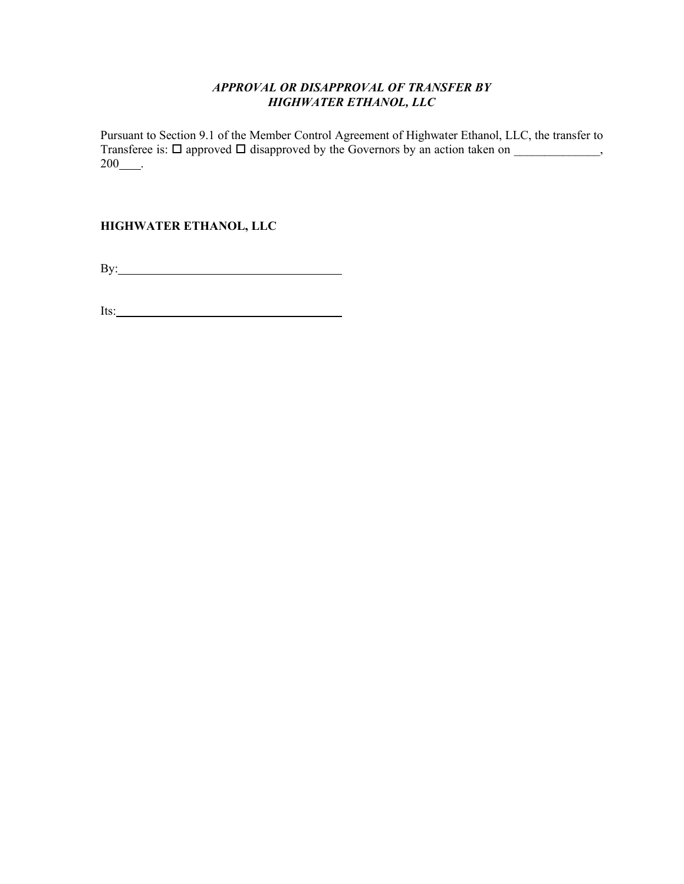***APPROVAL OR DISAPPROVAL OF TRANSFER BY HIGHWATER ETHANOL, LLC***

Pursuant to Section 9.1 of the Member Control Agreement of Highwater Ethanol, LLC, the transfer to Transferee is: ☐ approved ☐ disapproved by the Governors by an action taken on ______________, 200____.

**HIGHWATER ETHANOL, LLC**

By:_____________________________________

Its:_____________________________________